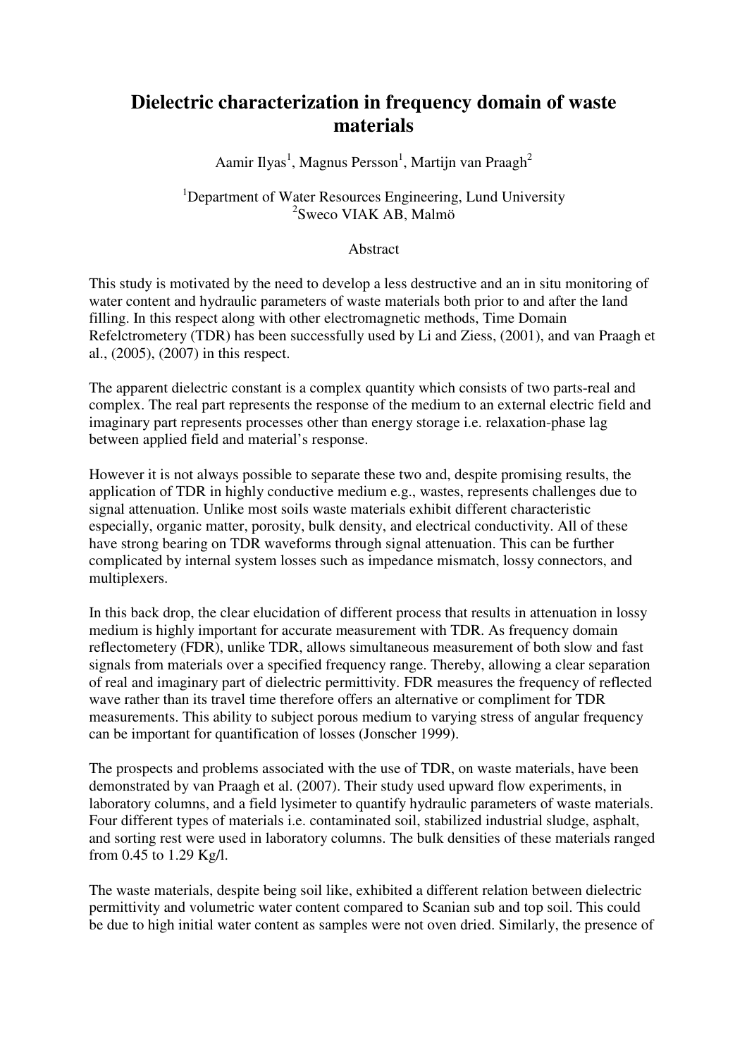# Dielectric characterization in frequency domain of waste materials

Aamir Ilyas[1], Magnus Persson[1], Martijn van Praagh[2]

[1]Department of Water Resources Engineering, Lund University
[2]Sweco VIAK AB, Malmö

Abstract

This study is motivated by the need to develop a less destructive and an in situ monitoring of water content and hydraulic parameters of waste materials both prior to and after the land filling. In this respect along with other electromagnetic methods, Time Domain Refelctrometery (TDR) has been successfully used by Li and Ziess, (2001), and van Praagh et al., (2005), (2007) in this respect.

The apparent dielectric constant is a complex quantity which consists of two parts-real and complex. The real part represents the response of the medium to an external electric field and imaginary part represents processes other than energy storage i.e. relaxation-phase lag between applied field and material's response.

However it is not always possible to separate these two and, despite promising results, the application of TDR in highly conductive medium e.g., wastes, represents challenges due to signal attenuation. Unlike most soils waste materials exhibit different characteristic especially, organic matter, porosity, bulk density, and electrical conductivity. All of these have strong bearing on TDR waveforms through signal attenuation. This can be further complicated by internal system losses such as impedance mismatch, lossy connectors, and multiplexers.

In this back drop, the clear elucidation of different process that results in attenuation in lossy medium is highly important for accurate measurement with TDR. As frequency domain reflectometery (FDR), unlike TDR, allows simultaneous measurement of both slow and fast signals from materials over a specified frequency range. Thereby, allowing a clear separation of real and imaginary part of dielectric permittivity. FDR measures the frequency of reflected wave rather than its travel time therefore offers an alternative or compliment for TDR measurements. This ability to subject porous medium to varying stress of angular frequency can be important for quantification of losses (Jonscher 1999).

The prospects and problems associated with the use of TDR, on waste materials, have been demonstrated by van Praagh et al. (2007). Their study used upward flow experiments, in laboratory columns, and a field lysimeter to quantify hydraulic parameters of waste materials. Four different types of materials i.e. contaminated soil, stabilized industrial sludge, asphalt, and sorting rest were used in laboratory columns. The bulk densities of these materials ranged from 0.45 to 1.29 Kg/l.

The waste materials, despite being soil like, exhibited a different relation between dielectric permittivity and volumetric water content compared to Scanian sub and top soil. This could be due to high initial water content as samples were not oven dried. Similarly, the presence of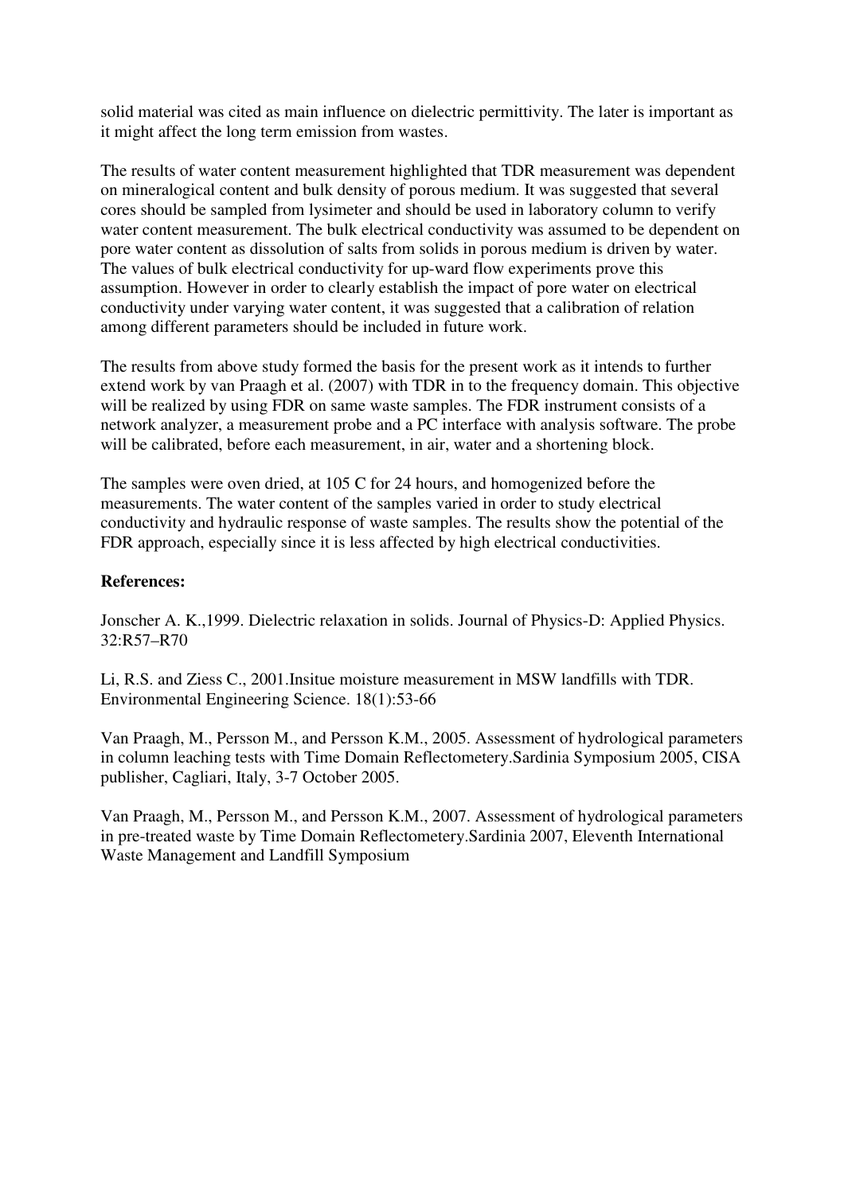solid material was cited as main influence on dielectric permittivity. The later is important as it might affect the long term emission from wastes.

The results of water content measurement highlighted that TDR measurement was dependent on mineralogical content and bulk density of porous medium. It was suggested that several cores should be sampled from lysimeter and should be used in laboratory column to verify water content measurement. The bulk electrical conductivity was assumed to be dependent on pore water content as dissolution of salts from solids in porous medium is driven by water. The values of bulk electrical conductivity for up-ward flow experiments prove this assumption. However in order to clearly establish the impact of pore water on electrical conductivity under varying water content, it was suggested that a calibration of relation among different parameters should be included in future work.

The results from above study formed the basis for the present work as it intends to further extend work by van Praagh et al. (2007) with TDR in to the frequency domain. This objective will be realized by using FDR on same waste samples. The FDR instrument consists of a network analyzer, a measurement probe and a PC interface with analysis software. The probe will be calibrated, before each measurement, in air, water and a shortening block.

The samples were oven dried, at 105 C for 24 hours, and homogenized before the measurements. The water content of the samples varied in order to study electrical conductivity and hydraulic response of waste samples. The results show the potential of the FDR approach, especially since it is less affected by high electrical conductivities.

**References:**

Jonscher A. K.,1999. Dielectric relaxation in solids. Journal of Physics-D: Applied Physics. 32:R57–R70

Li, R.S. and Ziess C., 2001.Insitue moisture measurement in MSW landfills with TDR. Environmental Engineering Science. 18(1):53-66

Van Praagh, M., Persson M., and Persson K.M., 2005. Assessment of hydrological parameters in column leaching tests with Time Domain Reflectometery.Sardinia Symposium 2005, CISA publisher, Cagliari, Italy, 3-7 October 2005.

Van Praagh, M., Persson M., and Persson K.M., 2007. Assessment of hydrological parameters in pre-treated waste by Time Domain Reflectometery.Sardinia 2007, Eleventh International Waste Management and Landfill Symposium